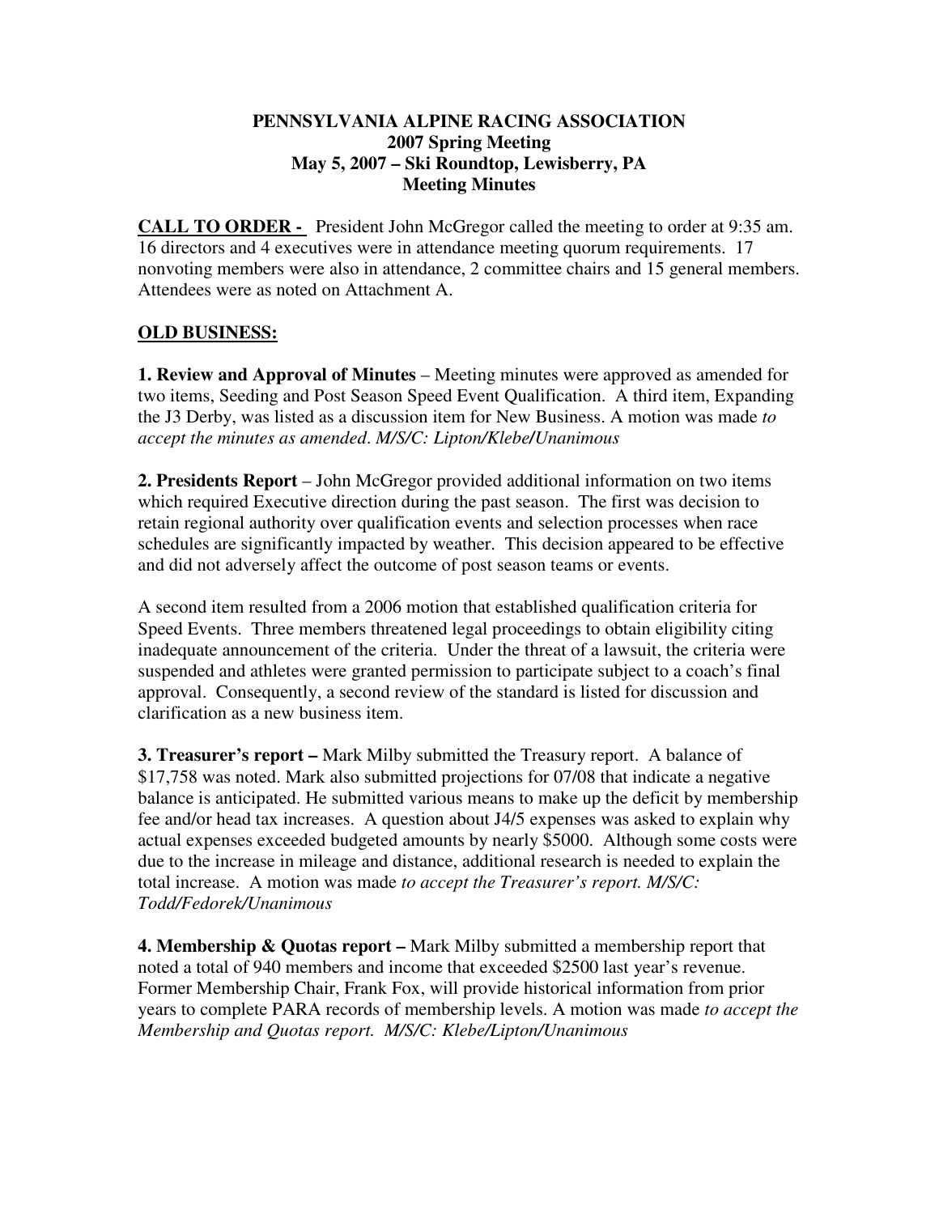**PENNSYLVANIA ALPINE RACING ASSOCIATION**
**2007 Spring Meeting**
**May 5, 2007 – Ski Roundtop, Lewisberry, PA**
**Meeting Minutes**

**CALL TO ORDER -** President John McGregor called the meeting to order at 9:35 am. 16 directors and 4 executives were in attendance meeting quorum requirements. 17 nonvoting members were also in attendance, 2 committee chairs and 15 general members. Attendees were as noted on Attachment A.

**OLD BUSINESS:**

**1. Review and Approval of Minutes** – Meeting minutes were approved as amended for two items, Seeding and Post Season Speed Event Qualification. A third item, Expanding the J3 Derby, was listed as a discussion item for New Business. A motion was made *to accept the minutes as amended. M/S/C: Lipton/Klebe/Unanimous*

**2. Presidents Report** – John McGregor provided additional information on two items which required Executive direction during the past season. The first was decision to retain regional authority over qualification events and selection processes when race schedules are significantly impacted by weather. This decision appeared to be effective and did not adversely affect the outcome of post season teams or events.

A second item resulted from a 2006 motion that established qualification criteria for Speed Events. Three members threatened legal proceedings to obtain eligibility citing inadequate announcement of the criteria. Under the threat of a lawsuit, the criteria were suspended and athletes were granted permission to participate subject to a coach's final approval. Consequently, a second review of the standard is listed for discussion and clarification as a new business item.

**3. Treasurer's report –** Mark Milby submitted the Treasury report. A balance of $17,758 was noted. Mark also submitted projections for 07/08 that indicate a negative balance is anticipated. He submitted various means to make up the deficit by membership fee and/or head tax increases. A question about J4/5 expenses was asked to explain why actual expenses exceeded budgeted amounts by nearly $5000. Although some costs were due to the increase in mileage and distance, additional research is needed to explain the total increase. A motion was made *to accept the Treasurer's report. M/S/C: Todd/Fedorek/Unanimous*

**4. Membership & Quotas report –** Mark Milby submitted a membership report that noted a total of 940 members and income that exceeded $2500 last year's revenue. Former Membership Chair, Frank Fox, will provide historical information from prior years to complete PARA records of membership levels. A motion was made *to accept the Membership and Quotas report. M/S/C: Klebe/Lipton/Unanimous*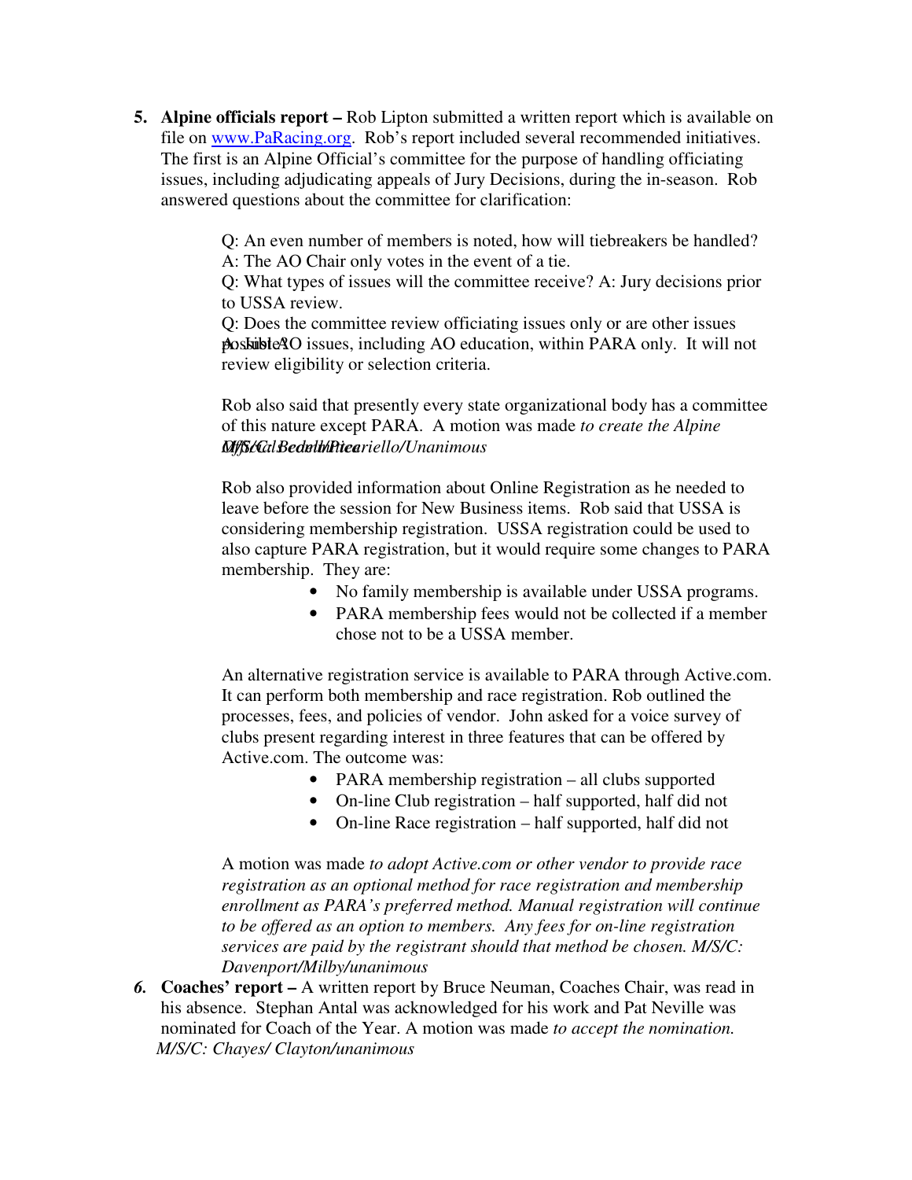5. **Alpine officials report –** Rob Lipton submitted a written report which is available on file on [www.PaRacing.org](http://www.PaRacing.org). Rob's report included several recommended initiatives. The first is an Alpine Official's committee for the purpose of handling officiating issues, including adjudicating appeals of Jury Decisions, during the in-season. Rob answered questions about the committee for clarification:

   Q: An even number of members is noted, how will tiebreakers be handled?
   A: The AO Chair only votes in the event of a tie.
   Q: What types of issues will the committee receive? A: Jury decisions prior to USSA review.
   Q: Does the committee review officiating issues only or are other issues possible?
   A: Just AO issues, including AO education, within PARA only. It will not review eligibility or selection criteria.

   Rob also said that presently every state organizational body has a committee of this nature except PARA. A motion was made *to create the Alpine Official Committee. M/S/C: Bedell/Picariello/Unanimous*

   Rob also provided information about Online Registration as he needed to leave before the session for New Business items. Rob said that USSA is considering membership registration. USSA registration could be used to also capture PARA registration, but it would require some changes to PARA membership. They are:

   - No family membership is available under USSA programs.
   - PARA membership fees would not be collected if a member chose not to be a USSA member.

   An alternative registration service is available to PARA through Active.com. It can perform both membership and race registration. Rob outlined the processes, fees, and policies of vendor. John asked for a voice survey of clubs present regarding interest in three features that can be offered by Active.com. The outcome was:

   - PARA membership registration – all clubs supported
   - On-line Club registration – half supported, half did not
   - On-line Race registration – half supported, half did not

   A motion was made *to adopt Active.com or other vendor to provide race registration as an optional method for race registration and membership enrollment as PARA's preferred method. Manual registration will continue to be offered as an option to members. Any fees for on-line registration services are paid by the registrant should that method be chosen. M/S/C: Davenport/Milby/unanimous*

6. **Coaches' report –** A written report by Bruce Neuman, Coaches Chair, was read in his absence. Stephan Antal was acknowledged for his work and Pat Neville was nominated for Coach of the Year. A motion was made *to accept the nomination. M/S/C: Chayes/ Clayton/unanimous*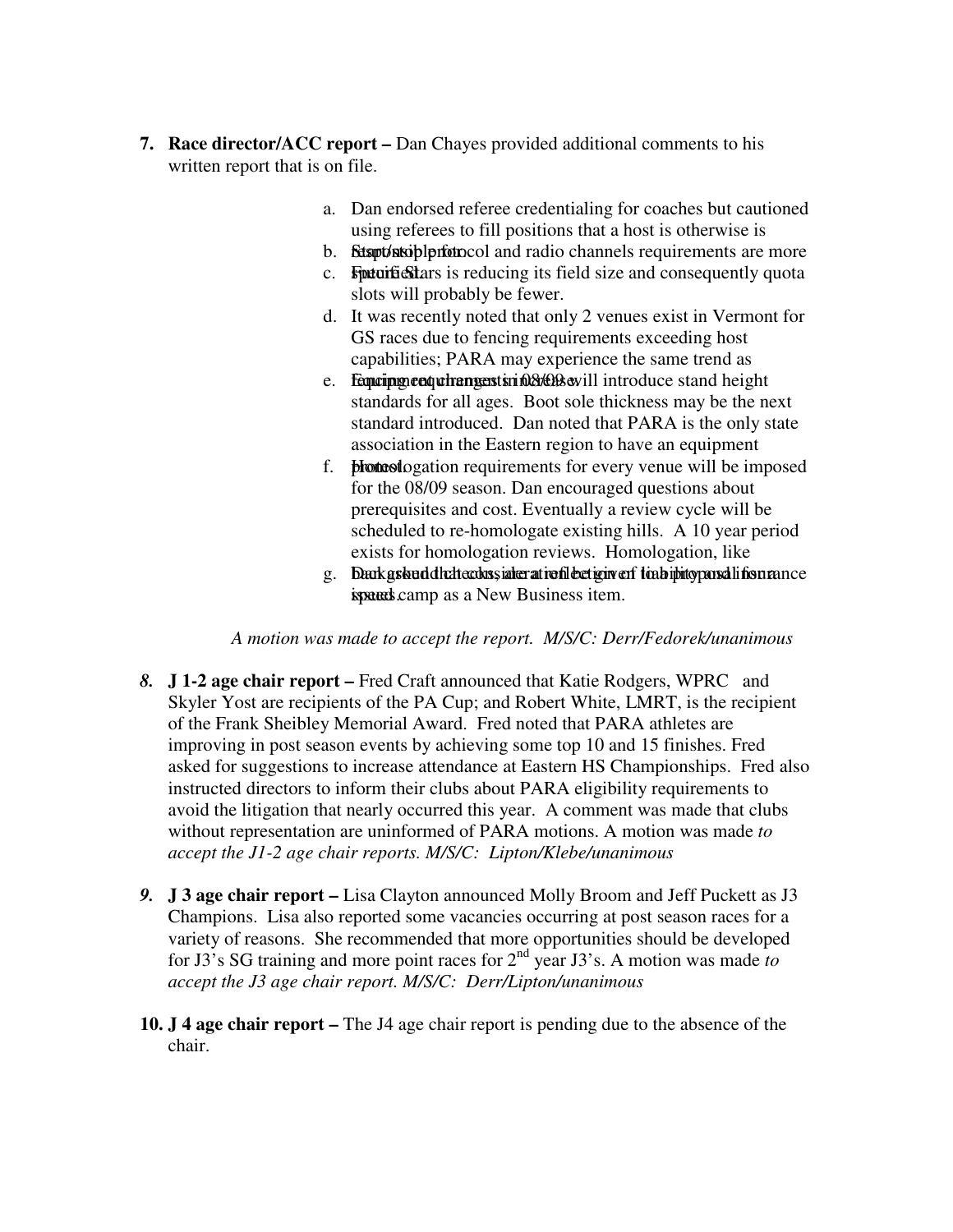7. **Race director/ACC report –** Dan Chayes provided additional comments to his written report that is on file.

   a. Dan endorsed referee credentialing for coaches but cautioned using referees to fill positions that a host is otherwise is responsible for.
   b. Start/stop protocol and radio channels requirements are more specific.
   c. Future Stars is reducing its field size and consequently quota slots will probably be fewer.
   d. It was recently noted that only 2 venues exist in Vermont for GS races due to fencing requirements exceeding host capabilities; PARA may experience the same trend as fencing requirements increase.
   e. Equipment changes in 08/09 will introduce stand height standards for all ages. Boot sole thickness may be the next standard introduced. Dan noted that PARA is the only state association in the Eastern region to have an equipment protest.
   f. Homologation requirements for every venue will be imposed for the 08/09 season. Dan encouraged questions about prerequisites and cost. Eventually a review cycle will be scheduled to re-homologate existing hills. A 10 year period exists for homologation reviews. Homologation, like checks, are a reflection of liability and insurance issues.
   g. Dan asked that consideration be given to a proposal for a speed camp as a New Business item.

   *A motion was made to accept the report. M/S/C: Derr/Fedorek/unanimous*

8. **J 1-2 age chair report –** Fred Craft announced that Katie Rodgers, WPRC and Skyler Yost are recipients of the PA Cup; and Robert White, LMRT, is the recipient of the Frank Sheibley Memorial Award. Fred noted that PARA athletes are improving in post season events by achieving some top 10 and 15 finishes. Fred asked for suggestions to increase attendance at Eastern HS Championships. Fred also instructed directors to inform their clubs about PARA eligibility requirements to avoid the litigation that nearly occurred this year. A comment was made that clubs without representation are uninformed of PARA motions. A motion was made *to accept the J1-2 age chair reports. M/S/C: Lipton/Klebe/unanimous*

9. **J 3 age chair report –** Lisa Clayton announced Molly Broom and Jeff Puckett as J3 Champions. Lisa also reported some vacancies occurring at post season races for a variety of reasons. She recommended that more opportunities should be developed for J3's SG training and more point races for 2nd year J3's. A motion was made *to accept the J3 age chair report. M/S/C: Derr/Lipton/unanimous*

10. **J 4 age chair report –** The J4 age chair report is pending due to the absence of the chair.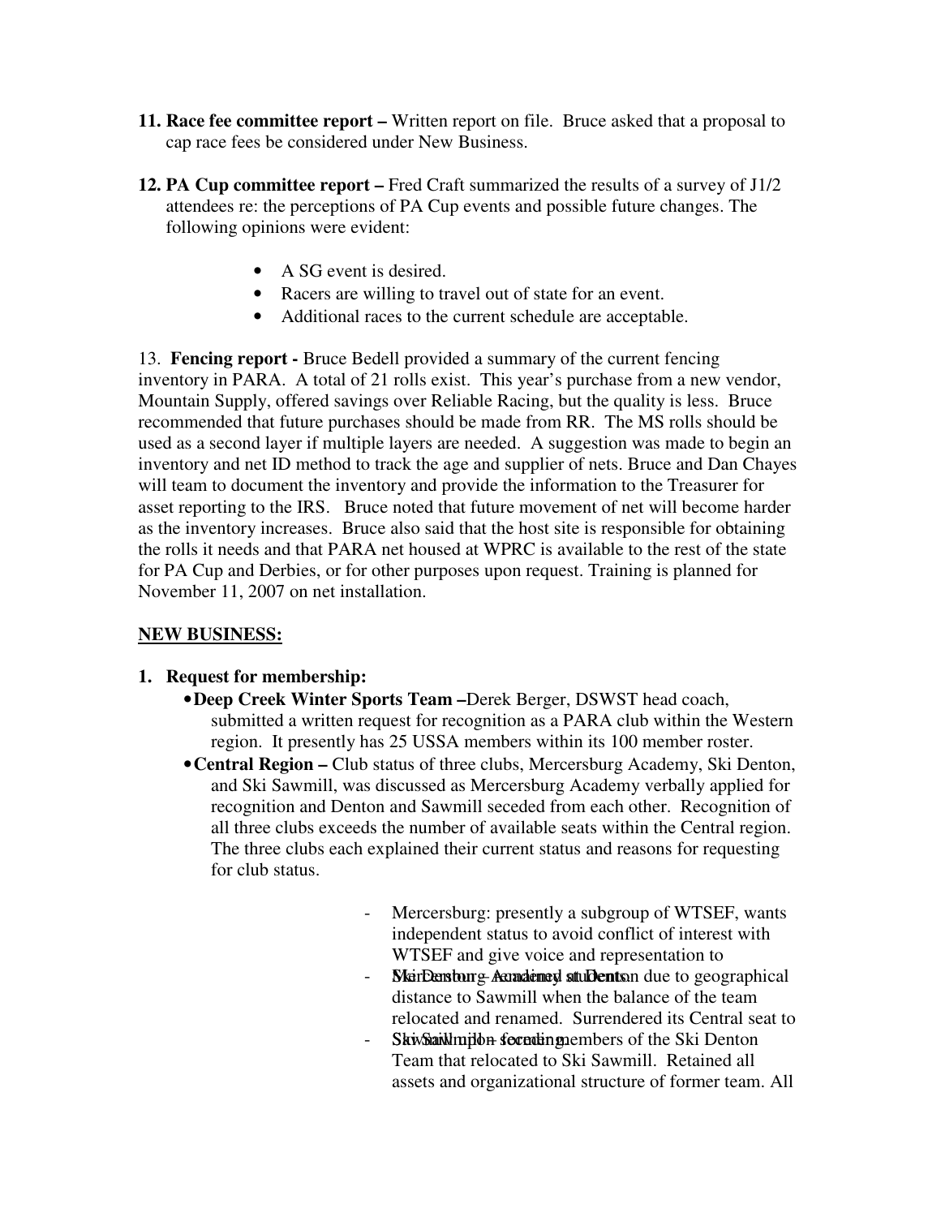**11. Race fee committee report –** Written report on file. Bruce asked that a proposal to cap race fees be considered under New Business.

**12. PA Cup committee report –** Fred Craft summarized the results of a survey of J1/2 attendees re: the perceptions of PA Cup events and possible future changes. The following opinions were evident:

- A SG event is desired.
- Racers are willing to travel out of state for an event.
- Additional races to the current schedule are acceptable.

13. **Fencing report -** Bruce Bedell provided a summary of the current fencing inventory in PARA. A total of 21 rolls exist. This year's purchase from a new vendor, Mountain Supply, offered savings over Reliable Racing, but the quality is less. Bruce recommended that future purchases should be made from RR. The MS rolls should be used as a second layer if multiple layers are needed. A suggestion was made to begin an inventory and net ID method to track the age and supplier of nets. Bruce and Dan Chayes will team to document the inventory and provide the information to the Treasurer for asset reporting to the IRS. Bruce noted that future movement of net will become harder as the inventory increases. Bruce also said that the host site is responsible for obtaining the rolls it needs and that PARA net housed at WPRC is available to the rest of the state for PA Cup and Derbies, or for other purposes upon request. Training is planned for November 11, 2007 on net installation.

**NEW BUSINESS:**

1. **Request for membership:**
   - **Deep Creek Winter Sports Team –**Derek Berger, DSWST head coach, submitted a written request for recognition as a PARA club within the Western region. It presently has 25 USSA members within its 100 member roster.
   - **Central Region –** Club status of three clubs, Mercersburg Academy, Ski Denton, and Ski Sawmill, was discussed as Mercersburg Academy verbally applied for recognition and Denton and Sawmill seceded from each other. Recognition of all three clubs exceeds the number of available seats within the Central region. The three clubs each explained their current status and reasons for requesting for club status.

     - Mercersburg: presently a subgroup of WTSEF, wants independent status to avoid conflict of interest with WTSEF and give voice and representation to Mercersburg Academy students.
     - Ski Denton – remained at Denton due to geographical distance to Sawmill when the balance of the team relocated and renamed. Surrendered its Central seat to Ski Sawmill.
     - Ski Sawmill – formed by members of the Ski Denton Team that relocated to Ski Sawmill. Retained all assets and organizational structure of former team. All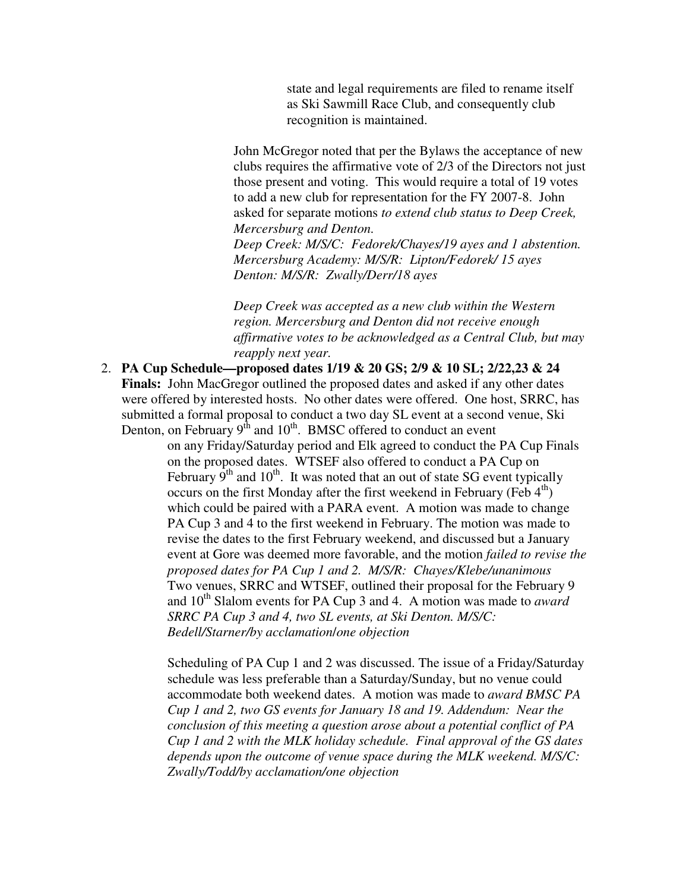state and legal requirements are filed to rename itself as Ski Sawmill Race Club, and consequently club recognition is maintained.

John McGregor noted that per the Bylaws the acceptance of new clubs requires the affirmative vote of 2/3 of the Directors not just those present and voting. This would require a total of 19 votes to add a new club for representation for the FY 2007-8. John asked for separate motions *to extend club status to Deep Creek, Mercersburg and Denton.*
*Deep Creek: M/S/C: Fedorek/Chayes/19 ayes and 1 abstention.*
*Mercersburg Academy: M/S/R: Lipton/Fedorek/ 15 ayes*
*Denton: M/S/R: Zwally/Derr/18 ayes*

*Deep Creek was accepted as a new club within the Western region. Mercersburg and Denton did not receive enough affirmative votes to be acknowledged as a Central Club, but may reapply next year.*

2. **PA Cup Schedule—proposed dates 1/19 & 20 GS; 2/9 & 10 SL; 2/22,23 & 24 Finals:** John MacGregor outlined the proposed dates and asked if any other dates were offered by interested hosts. No other dates were offered. One host, SRRC, has submitted a formal proposal to conduct a two day SL event at a second venue, Ski Denton, on February 9th and 10th. BMSC offered to conduct an event on any Friday/Saturday period and Elk agreed to conduct the PA Cup Finals on the proposed dates. WTSEF also offered to conduct a PA Cup on February 9th and 10th. It was noted that an out of state SG event typically occurs on the first Monday after the first weekend in February (Feb 4th) which could be paired with a PARA event. A motion was made to change PA Cup 3 and 4 to the first weekend in February. The motion was made to revise the dates to the first February weekend, and discussed but a January event at Gore was deemed more favorable, and the motion *failed to revise the proposed dates for PA Cup 1 and 2. M/S/R: Chayes/Klebe/unanimous*
Two venues, SRRC and WTSEF, outlined their proposal for the February 9 and 10th Slalom events for PA Cup 3 and 4. A motion was made to *award SRRC PA Cup 3 and 4, two SL events, at Ski Denton. M/S/C: Bedell/Starner/by acclamation/one objection*

Scheduling of PA Cup 1 and 2 was discussed. The issue of a Friday/Saturday schedule was less preferable than a Saturday/Sunday, but no venue could accommodate both weekend dates. A motion was made to *award BMSC PA Cup 1 and 2, two GS events for January 18 and 19. Addendum: Near the conclusion of this meeting a question arose about a potential conflict of PA Cup 1 and 2 with the MLK holiday schedule. Final approval of the GS dates depends upon the outcome of venue space during the MLK weekend. M/S/C: Zwally/Todd/by acclamation/one objection*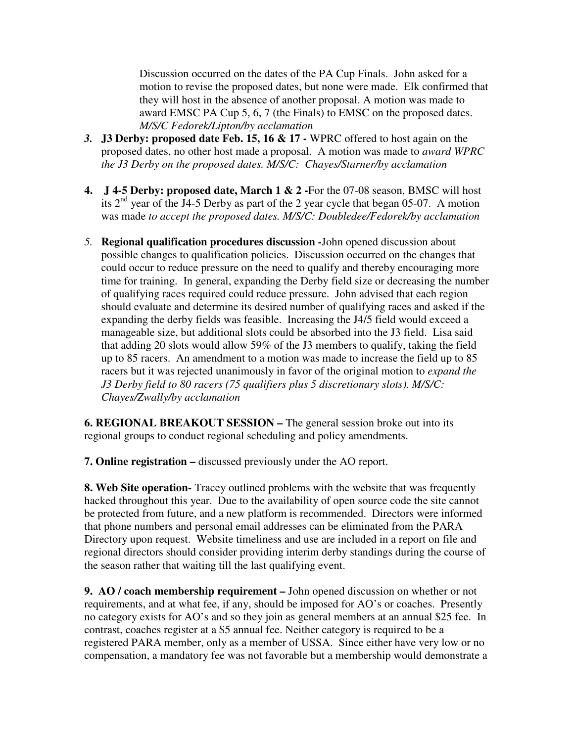Discussion occurred on the dates of the PA Cup Finals. John asked for a motion to revise the proposed dates, but none were made. Elk confirmed that they will host in the absence of another proposal. A motion was made to award EMSC PA Cup 5, 6, 7 (the Finals) to EMSC on the proposed dates. *M/S/C Fedorek/Lipton/by acclamation*

3. **J3 Derby: proposed date Feb. 15, 16 & 17 -** WPRC offered to host again on the proposed dates, no other host made a proposal. A motion was made to *award WPRC the J3 Derby on the proposed dates. M/S/C: Chayes/Starner/by acclamation*

4. **J 4-5 Derby: proposed date, March 1 & 2 -**For the 07-08 season, BMSC will host its 2nd year of the J4-5 Derby as part of the 2 year cycle that began 05-07. A motion was made *to accept the proposed dates. M/S/C: Doubledee/Fedorek/by acclamation*

5. **Regional qualification procedures discussion -**John opened discussion about possible changes to qualification policies. Discussion occurred on the changes that could occur to reduce pressure on the need to qualify and thereby encouraging more time for training. In general, expanding the Derby field size or decreasing the number of qualifying races required could reduce pressure. John advised that each region should evaluate and determine its desired number of qualifying races and asked if the expanding the derby fields was feasible. Increasing the J4/5 field would exceed a manageable size, but additional slots could be absorbed into the J3 field. Lisa said that adding 20 slots would allow 59% of the J3 members to qualify, taking the field up to 85 racers. An amendment to a motion was made to increase the field up to 85 racers but it was rejected unanimously in favor of the original motion to *expand the J3 Derby field to 80 racers (75 qualifiers plus 5 discretionary slots). M/S/C: Chayes/Zwally/by acclamation*

**6. REGIONAL BREAKOUT SESSION –** The general session broke out into its regional groups to conduct regional scheduling and policy amendments.

**7. Online registration –** discussed previously under the AO report.

**8. Web Site operation-** Tracey outlined problems with the website that was frequently hacked throughout this year. Due to the availability of open source code the site cannot be protected from future, and a new platform is recommended. Directors were informed that phone numbers and personal email addresses can be eliminated from the PARA Directory upon request. Website timeliness and use are included in a report on file and regional directors should consider providing interim derby standings during the course of the season rather that waiting till the last qualifying event.

**9. AO / coach membership requirement –** John opened discussion on whether or not requirements, and at what fee, if any, should be imposed for AO's or coaches. Presently no category exists for AO's and so they join as general members at an annual $25 fee. In contrast, coaches register at a $5 annual fee. Neither category is required to be a registered PARA member, only as a member of USSA. Since either have very low or no compensation, a mandatory fee was not favorable but a membership would demonstrate a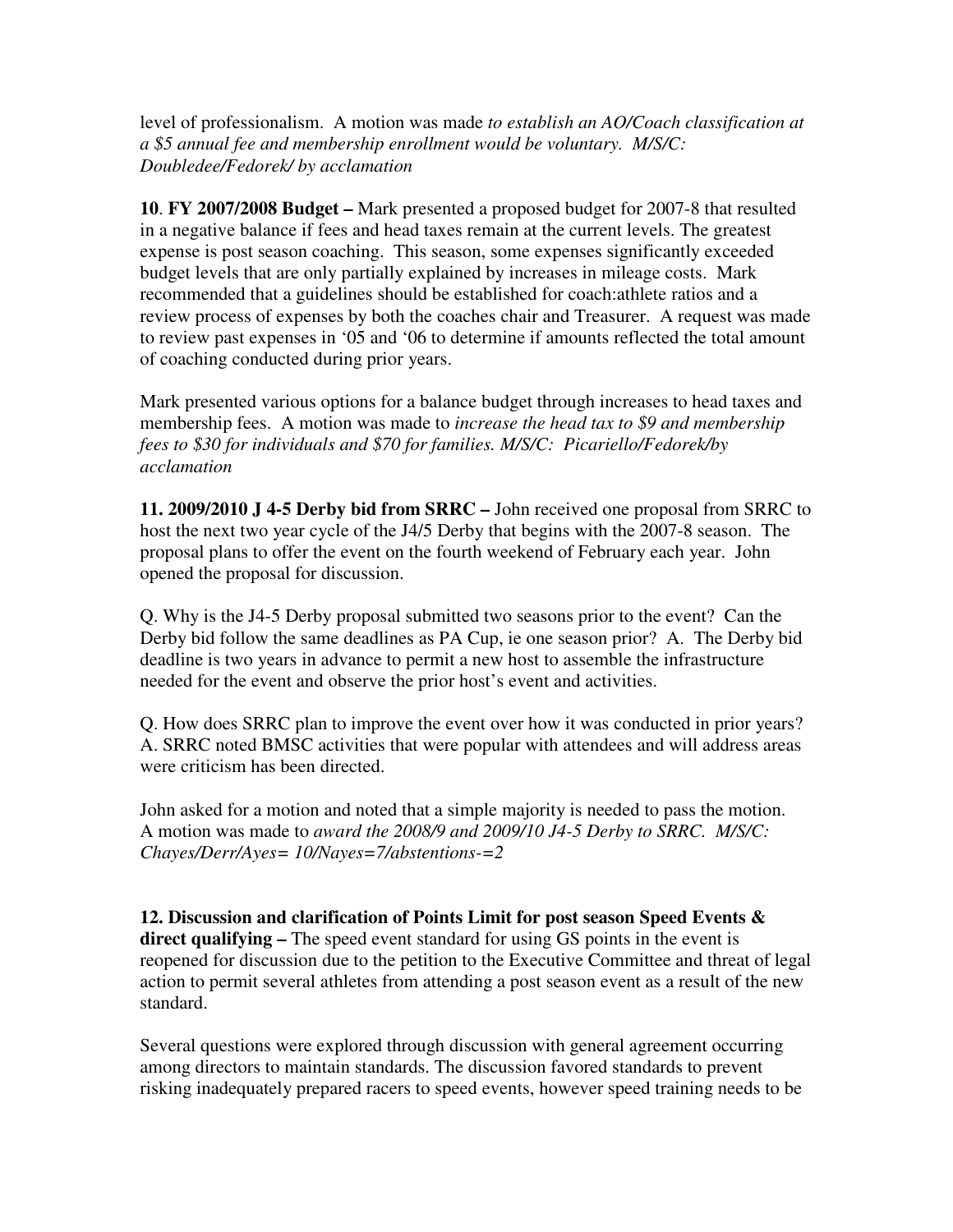level of professionalism. A motion was made *to establish an AO/Coach classification at a $5 annual fee and membership enrollment would be voluntary. M/S/C: Doubledee/Fedorek/ by acclamation*

**10**. **FY 2007/2008 Budget –** Mark presented a proposed budget for 2007-8 that resulted in a negative balance if fees and head taxes remain at the current levels. The greatest expense is post season coaching. This season, some expenses significantly exceeded budget levels that are only partially explained by increases in mileage costs. Mark recommended that a guidelines should be established for coach:athlete ratios and a review process of expenses by both the coaches chair and Treasurer. A request was made to review past expenses in '05 and '06 to determine if amounts reflected the total amount of coaching conducted during prior years.

Mark presented various options for a balance budget through increases to head taxes and membership fees. A motion was made to *increase the head tax to $9 and membership fees to $30 for individuals and $70 for families. M/S/C: Picariello/Fedorek/by acclamation*

**11. 2009/2010 J 4-5 Derby bid from SRRC –** John received one proposal from SRRC to host the next two year cycle of the J4/5 Derby that begins with the 2007-8 season. The proposal plans to offer the event on the fourth weekend of February each year. John opened the proposal for discussion.

Q. Why is the J4-5 Derby proposal submitted two seasons prior to the event? Can the Derby bid follow the same deadlines as PA Cup, ie one season prior? A. The Derby bid deadline is two years in advance to permit a new host to assemble the infrastructure needed for the event and observe the prior host's event and activities.

Q. How does SRRC plan to improve the event over how it was conducted in prior years? A. SRRC noted BMSC activities that were popular with attendees and will address areas were criticism has been directed.

John asked for a motion and noted that a simple majority is needed to pass the motion. A motion was made to *award the 2008/9 and 2009/10 J4-5 Derby to SRRC. M/S/C: Chayes/Derr/Ayes= 10/Nayes=7/abstentions-=2*

**12. Discussion and clarification of Points Limit for post season Speed Events & direct qualifying –** The speed event standard for using GS points in the event is reopened for discussion due to the petition to the Executive Committee and threat of legal action to permit several athletes from attending a post season event as a result of the new standard.

Several questions were explored through discussion with general agreement occurring among directors to maintain standards. The discussion favored standards to prevent risking inadequately prepared racers to speed events, however speed training needs to be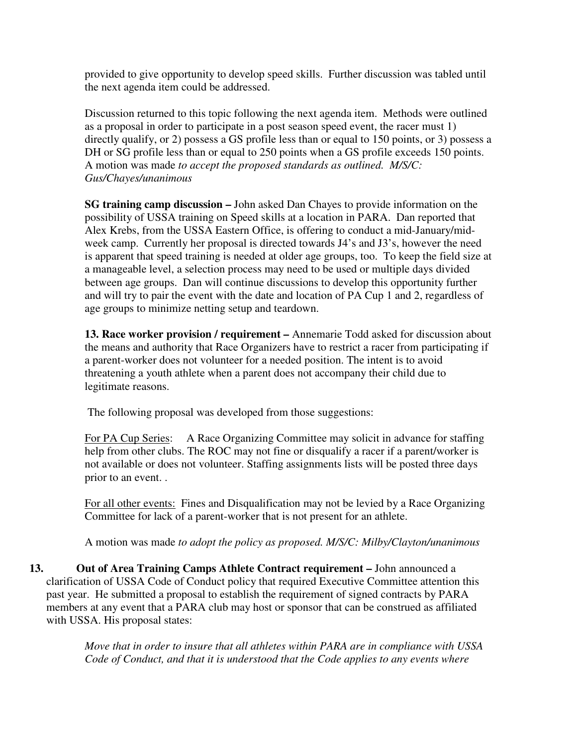provided to give opportunity to develop speed skills. Further discussion was tabled until the next agenda item could be addressed.

Discussion returned to this topic following the next agenda item. Methods were outlined as a proposal in order to participate in a post season speed event, the racer must 1) directly qualify, or 2) possess a GS profile less than or equal to 150 points, or 3) possess a DH or SG profile less than or equal to 250 points when a GS profile exceeds 150 points. A motion was made *to accept the proposed standards as outlined. M/S/C: Gus/Chayes/unanimous*

**SG training camp discussion –** John asked Dan Chayes to provide information on the possibility of USSA training on Speed skills at a location in PARA. Dan reported that Alex Krebs, from the USSA Eastern Office, is offering to conduct a mid-January/mid-week camp. Currently her proposal is directed towards J4's and J3's, however the need is apparent that speed training is needed at older age groups, too. To keep the field size at a manageable level, a selection process may need to be used or multiple days divided between age groups. Dan will continue discussions to develop this opportunity further and will try to pair the event with the date and location of PA Cup 1 and 2, regardless of age groups to minimize netting setup and teardown.

**13. Race worker provision / requirement –** Annemarie Todd asked for discussion about the means and authority that Race Organizers have to restrict a racer from participating if a parent-worker does not volunteer for a needed position. The intent is to avoid threatening a youth athlete when a parent does not accompany their child due to legitimate reasons.

The following proposal was developed from those suggestions:

<u>For PA Cup Series</u>: A Race Organizing Committee may solicit in advance for staffing help from other clubs. The ROC may not fine or disqualify a racer if a parent/worker is not available or does not volunteer. Staffing assignments lists will be posted three days prior to an event. .

<u>For all other events:</u> Fines and Disqualification may not be levied by a Race Organizing Committee for lack of a parent-worker that is not present for an athlete.

A motion was made *to adopt the policy as proposed. M/S/C: Milby/Clayton/unanimous*

**13. Out of Area Training Camps Athlete Contract requirement –** John announced a clarification of USSA Code of Conduct policy that required Executive Committee attention this past year. He submitted a proposal to establish the requirement of signed contracts by PARA members at any event that a PARA club may host or sponsor that can be construed as affiliated with USSA. His proposal states:

*Move that in order to insure that all athletes within PARA are in compliance with USSA Code of Conduct, and that it is understood that the Code applies to any events where*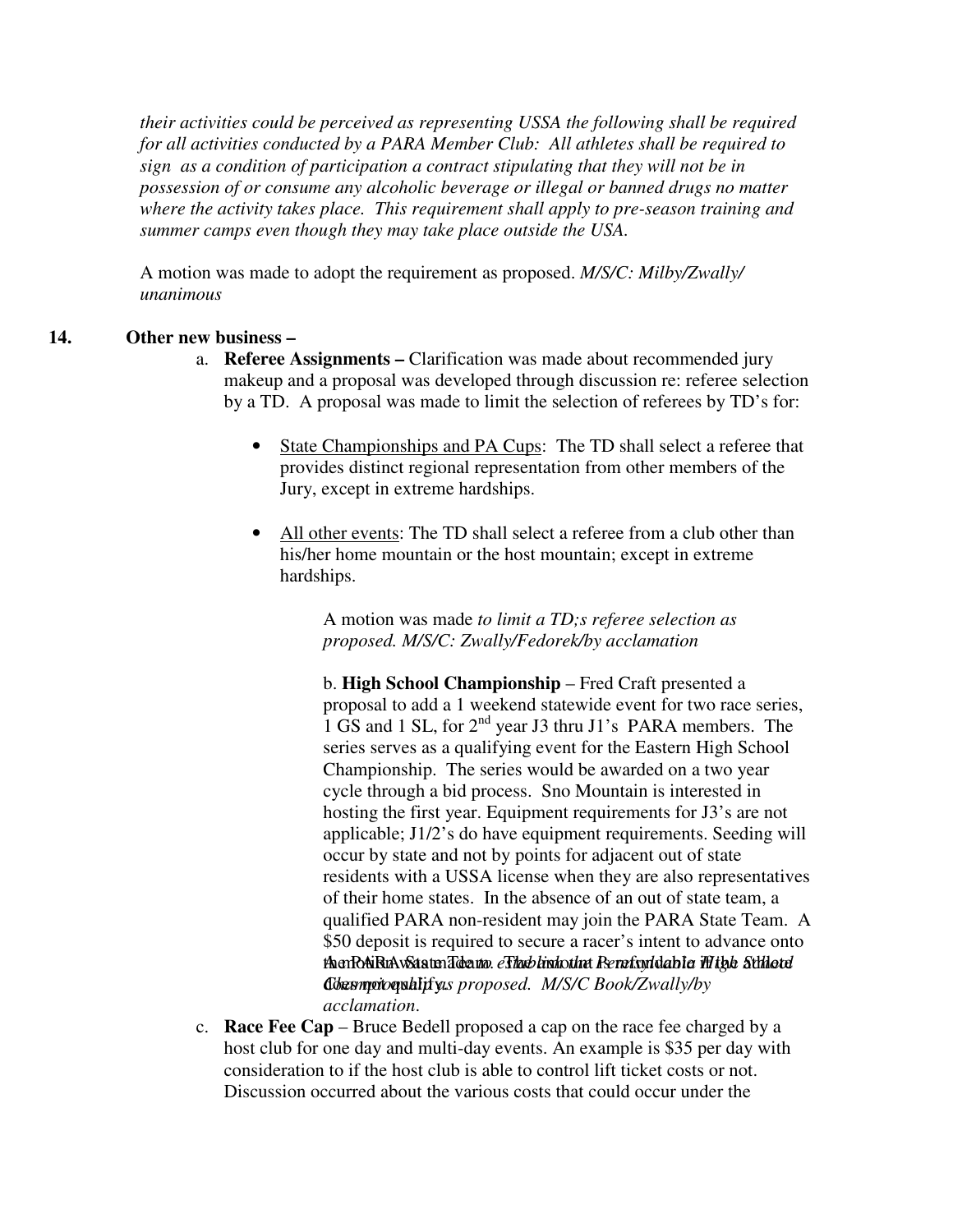*their activities could be perceived as representing USSA the following shall be required for all activities conducted by a PARA Member Club: All athletes shall be required to sign as a condition of participation a contract stipulating that they will not be in possession of or consume any alcoholic beverage or illegal or banned drugs no matter where the activity takes place. This requirement shall apply to pre-season training and summer camps even though they may take place outside the USA.*

A motion was made to adopt the requirement as proposed. *M/S/C: Milby/Zwally/ unanimous*

**14. Other new business –**

a. **Referee Assignments –** Clarification was made about recommended jury makeup and a proposal was developed through discussion re: referee selection by a TD. A proposal was made to limit the selection of referees by TD's for:

- State Championships and PA Cups: The TD shall select a referee that provides distinct regional representation from other members of the Jury, except in extreme hardships.
- All other events: The TD shall select a referee from a club other than his/her home mountain or the host mountain; except in extreme hardships.

A motion was made *to limit a TD;s referee selection as proposed. M/S/C: Zwally/Fedorek/by acclamation*

b. **High School Championship** – Fred Craft presented a proposal to add a 1 weekend statewide event for two race series, 1 GS and 1 SL, for 2nd year J3 thru J1's PARA members. The series serves as a qualifying event for the Eastern High School Championship. The series would be awarded on a two year cycle through a bid process. Sno Mountain is interested in hosting the first year. Equipment requirements for J3's are not applicable; J1/2's do have equipment requirements. Seeding will occur by state and not by points for adjacent out of state residents with a USSA license when they are also representatives of their home states. In the absence of an out of state team, a qualified PARA non-resident may join the PARA State Team. A $50 deposit is required to secure a racer's intent to advance onto the PARA State Team. This is not refundable if the athlete does not qualify. A motion was made *to establish the High School Championship as proposed. M/S/C Book/Zwally/by acclamation*.

c. **Race Fee Cap** – Bruce Bedell proposed a cap on the race fee charged by a host club for one day and multi-day events. An example is $35 per day with consideration to if the host club is able to control lift ticket costs or not. Discussion occurred about the various costs that could occur under the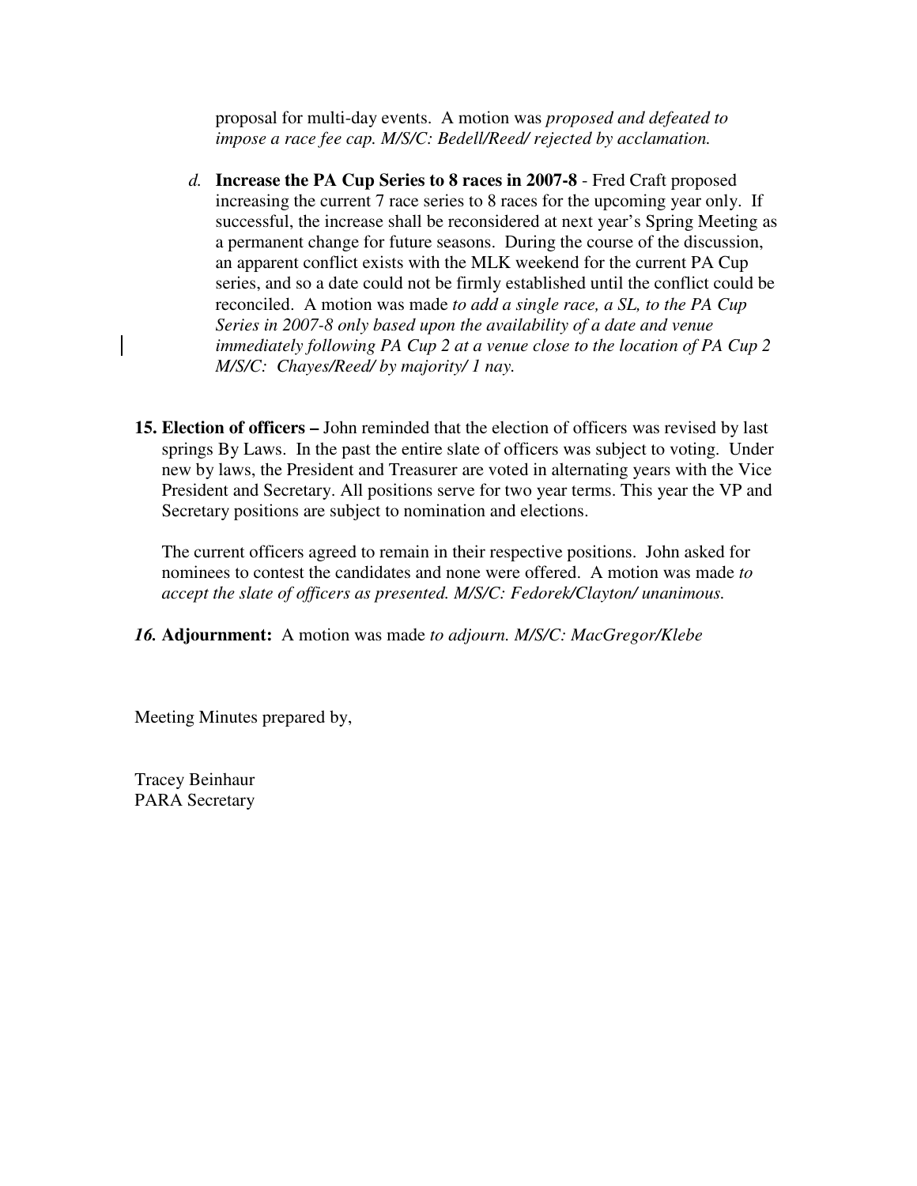proposal for multi-day events. A motion was *proposed and defeated to impose a race fee cap. M/S/C: Bedell/Reed/ rejected by acclamation.*

*d.* **Increase the PA Cup Series to 8 races in 2007-8** - Fred Craft proposed increasing the current 7 race series to 8 races for the upcoming year only. If successful, the increase shall be reconsidered at next year's Spring Meeting as a permanent change for future seasons. During the course of the discussion, an apparent conflict exists with the MLK weekend for the current PA Cup series, and so a date could not be firmly established until the conflict could be reconciled. A motion was made *to add a single race, a SL, to the PA Cup Series in 2007-8 only based upon the availability of a date and venue immediately following PA Cup 2 at a venue close to the location of PA Cup 2 M/S/C: Chayes/Reed/ by majority/ 1 nay.*

**15. Election of officers –** John reminded that the election of officers was revised by last springs By Laws. In the past the entire slate of officers was subject to voting. Under new by laws, the President and Treasurer are voted in alternating years with the Vice President and Secretary. All positions serve for two year terms. This year the VP and Secretary positions are subject to nomination and elections.

The current officers agreed to remain in their respective positions. John asked for nominees to contest the candidates and none were offered. A motion was made *to accept the slate of officers as presented. M/S/C: Fedorek/Clayton/ unanimous.*

***16.* Adjournment:** A motion was made *to adjourn. M/S/C: MacGregor/Klebe*

Meeting Minutes prepared by,

Tracey Beinhaur
PARA Secretary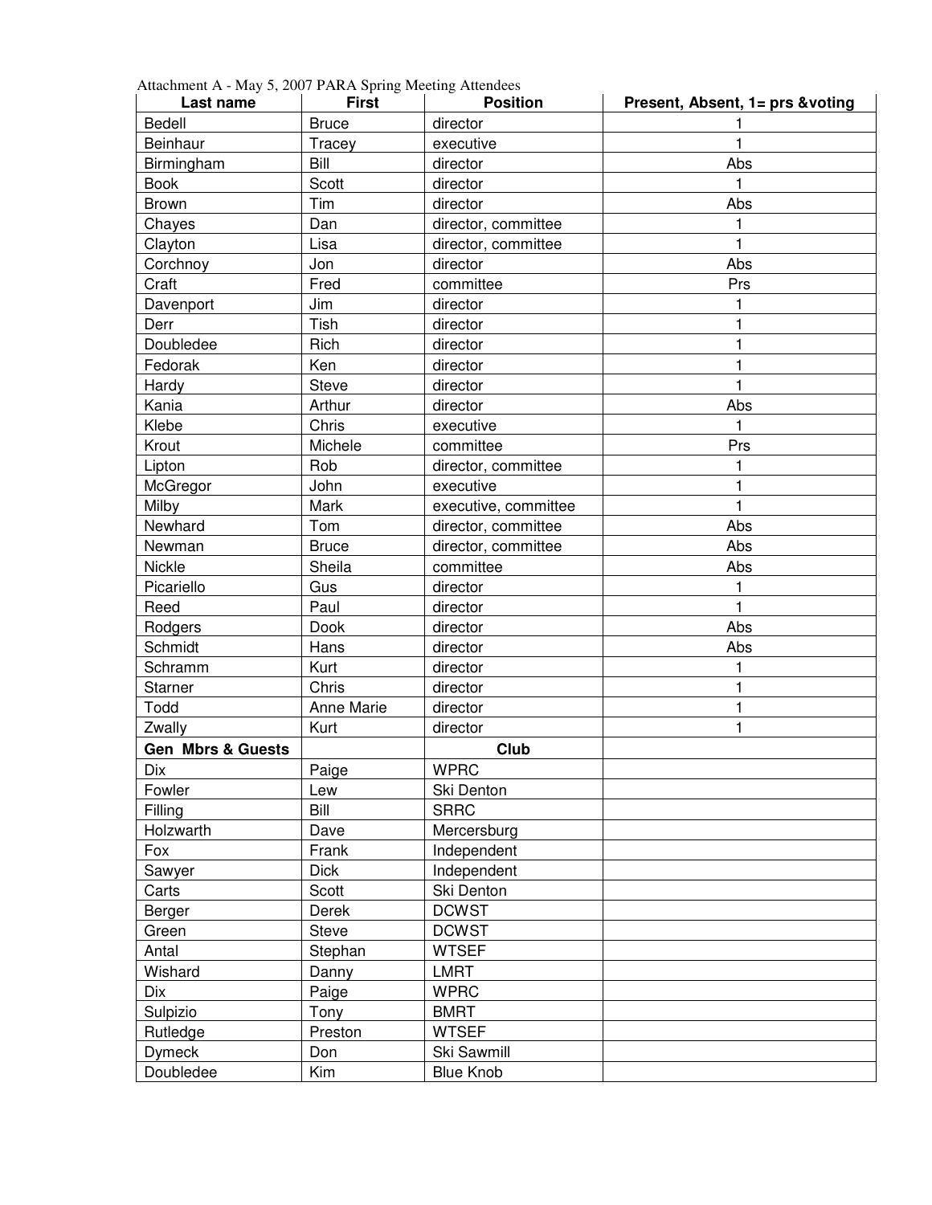Attachment A - May 5, 2007 PARA Spring Meeting Attendees

| Last name | First | Position | Present, Absent, 1= prs &voting |
|---|---|---|---|
| Bedell | Bruce | director | 1 |
| Beinhaur | Tracey | executive | 1 |
| Birmingham | Bill | director | Abs |
| Book | Scott | director | 1 |
| Brown | Tim | director | Abs |
| Chayes | Dan | director, committee | 1 |
| Clayton | Lisa | director, committee | 1 |
| Corchnoy | Jon | director | Abs |
| Craft | Fred | committee | Prs |
| Davenport | Jim | director | 1 |
| Derr | Tish | director | 1 |
| Doubledee | Rich | director | 1 |
| Fedorak | Ken | director | 1 |
| Hardy | Steve | director | 1 |
| Kania | Arthur | director | Abs |
| Klebe | Chris | executive | 1 |
| Krout | Michele | committee | Prs |
| Lipton | Rob | director, committee | 1 |
| McGregor | John | executive | 1 |
| Milby | Mark | executive, committee | 1 |
| Newhard | Tom | director, committee | Abs |
| Newman | Bruce | director, committee | Abs |
| Nickle | Sheila | committee | Abs |
| Picariello | Gus | director | 1 |
| Reed | Paul | director | 1 |
| Rodgers | Dook | director | Abs |
| Schmidt | Hans | director | Abs |
| Schramm | Kurt | director | 1 |
| Starner | Chris | director | 1 |
| Todd | Anne Marie | director | 1 |
| Zwally | Kurt | director | 1 |
| **Gen Mbrs & Guests** | | **Club** | |
| Dix | Paige | WPRC | |
| Fowler | Lew | Ski Denton | |
| Filling | Bill | SRRC | |
| Holzwarth | Dave | Mercersburg | |
| Fox | Frank | Independent | |
| Sawyer | Dick | Independent | |
| Carts | Scott | Ski Denton | |
| Berger | Derek | DCWST | |
| Green | Steve | DCWST | |
| Antal | Stephan | WTSEF | |
| Wishard | Danny | LMRT | |
| Dix | Paige | WPRC | |
| Sulpizio | Tony | BMRT | |
| Rutledge | Preston | WTSEF | |
| Dymeck | Don | Ski Sawmill | |
| Doubledee | Kim | Blue Knob | |